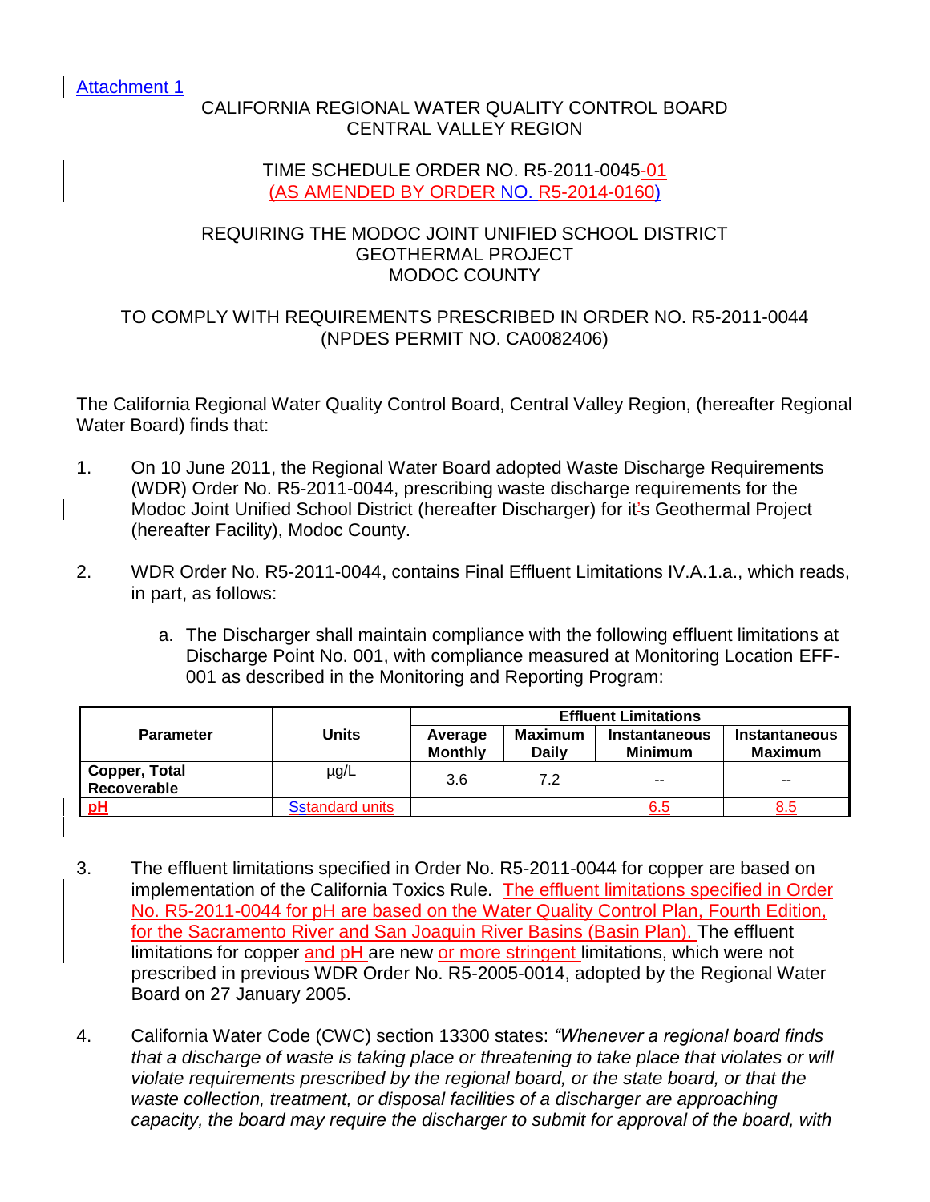Attachment 1

CALIFORNIA REGIONAL WATER QUALITY CONTROL BOARD
CENTRAL VALLEY REGION

TIME SCHEDULE ORDER NO. R5-2011-0045-01
(AS AMENDED BY ORDER NO. R5-2014-0160)

REQUIRING THE MODOC JOINT UNIFIED SCHOOL DISTRICT
GEOTHERMAL PROJECT
MODOC COUNTY

TO COMPLY WITH REQUIREMENTS PRESCRIBED IN ORDER NO. R5-2011-0044
(NPDES PERMIT NO. CA0082406)

The California Regional Water Quality Control Board, Central Valley Region, (hereafter Regional Water Board) finds that:

1. On 10 June 2011, the Regional Water Board adopted Waste Discharge Requirements (WDR) Order No. R5-2011-0044, prescribing waste discharge requirements for the Modoc Joint Unified School District (hereafter Discharger) for its Geothermal Project (hereafter Facility), Modoc County.

2. WDR Order No. R5-2011-0044, contains Final Effluent Limitations IV.A.1.a., which reads, in part, as follows:

   a. The Discharger shall maintain compliance with the following effluent limitations at Discharge Point No. 001, with compliance measured at Monitoring Location EFF-001 as described in the Monitoring and Reporting Program:

| Parameter | Units | Effluent Limitations | | | |
|---|---|---|---|---|---|
| | | Average Monthly | Maximum Daily | Instantaneous Minimum | Instantaneous Maximum |
| **Copper, Total Recoverable** | µg/L | 3.6 | 7.2 | -- | -- |
| **pH** | standard units | | | 6.5 | 8.5 |

3. The effluent limitations specified in Order No. R5-2011-0044 for copper are based on implementation of the California Toxics Rule. The effluent limitations specified in Order No. R5-2011-0044 for pH are based on the Water Quality Control Plan, Fourth Edition, for the Sacramento River and San Joaquin River Basins (Basin Plan). The effluent limitations for copper and pH are new or more stringent limitations, which were not prescribed in previous WDR Order No. R5-2005-0014, adopted by the Regional Water Board on 27 January 2005.

4. California Water Code (CWC) section 13300 states: *"Whenever a regional board finds that a discharge of waste is taking place or threatening to take place that violates or will violate requirements prescribed by the regional board, or the state board, or that the waste collection, treatment, or disposal facilities of a discharger are approaching capacity, the board may require the discharger to submit for approval of the board, with*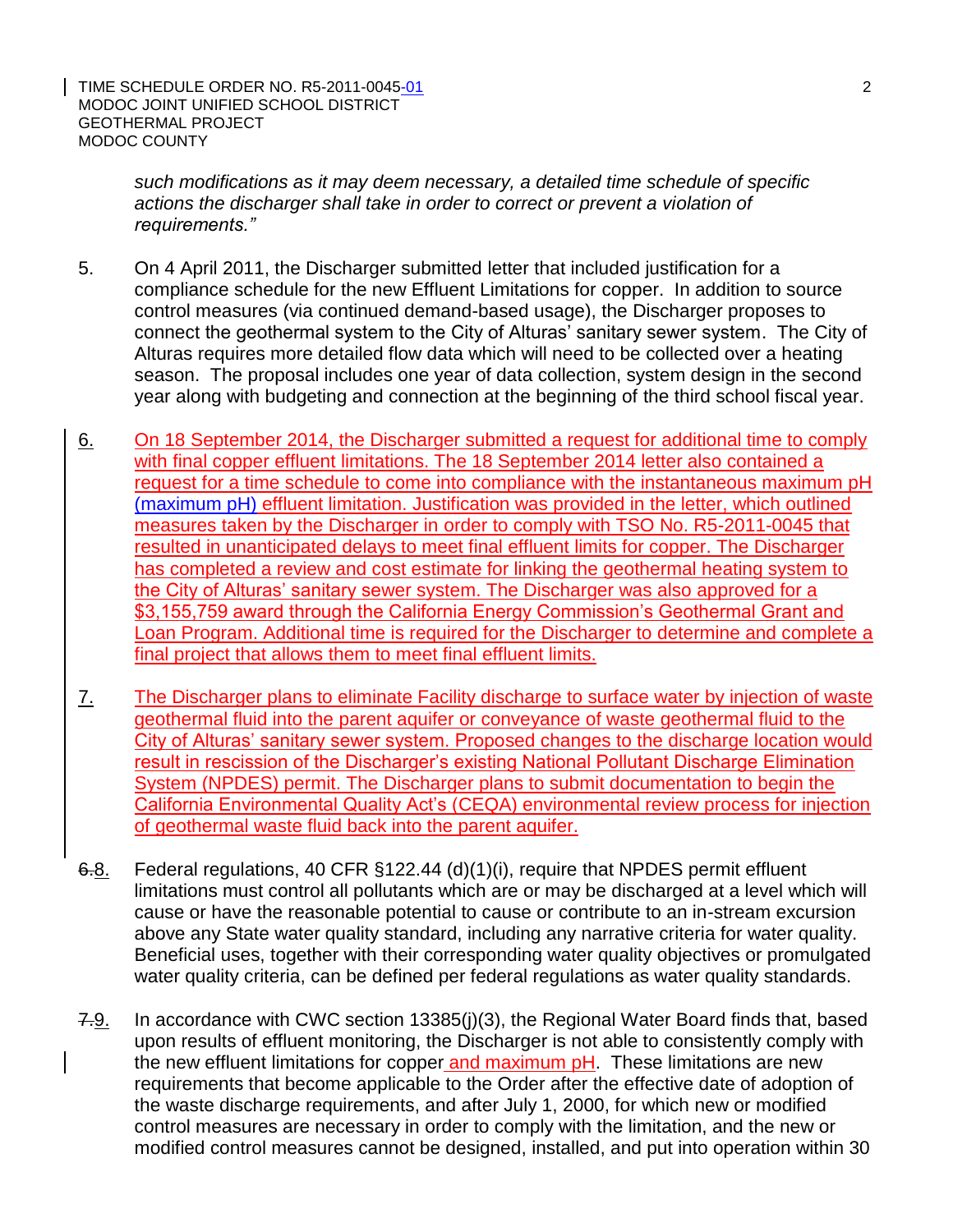*such modifications as it may deem necessary, a detailed time schedule of specific actions the discharger shall take in order to correct or prevent a violation of requirements."*

5. On 4 April 2011, the Discharger submitted letter that included justification for a compliance schedule for the new Effluent Limitations for copper. In addition to source control measures (via continued demand-based usage), the Discharger proposes to connect the geothermal system to the City of Alturas' sanitary sewer system. The City of Alturas requires more detailed flow data which will need to be collected over a heating season. The proposal includes one year of data collection, system design in the second year along with budgeting and connection at the beginning of the third school fiscal year.

6. On 18 September 2014, the Discharger submitted a request for additional time to comply with final copper effluent limitations. The 18 September 2014 letter also contained a request for a time schedule to come into compliance with the instantaneous maximum pH (maximum pH) effluent limitation. Justification was provided in the letter, which outlined measures taken by the Discharger in order to comply with TSO No. R5-2011-0045 that resulted in unanticipated delays to meet final effluent limits for copper. The Discharger has completed a review and cost estimate for linking the geothermal heating system to the City of Alturas' sanitary sewer system. The Discharger was also approved for a $3,155,759 award through the California Energy Commission's Geothermal Grant and Loan Program. Additional time is required for the Discharger to determine and complete a final project that allows them to meet final effluent limits.

7. The Discharger plans to eliminate Facility discharge to surface water by injection of waste geothermal fluid into the parent aquifer or conveyance of waste geothermal fluid to the City of Alturas' sanitary sewer system. Proposed changes to the discharge location would result in rescission of the Discharger's existing National Pollutant Discharge Elimination System (NPDES) permit. The Discharger plans to submit documentation to begin the California Environmental Quality Act's (CEQA) environmental review process for injection of geothermal waste fluid back into the parent aquifer.

~~6.~~8. Federal regulations, 40 CFR §122.44 (d)(1)(i), require that NPDES permit effluent limitations must control all pollutants which are or may be discharged at a level which will cause or have the reasonable potential to cause or contribute to an in-stream excursion above any State water quality standard, including any narrative criteria for water quality. Beneficial uses, together with their corresponding water quality objectives or promulgated water quality criteria, can be defined per federal regulations as water quality standards.

~~7.~~9. In accordance with CWC section 13385(j)(3), the Regional Water Board finds that, based upon results of effluent monitoring, the Discharger is not able to consistently comply with the new effluent limitations for copper and maximum pH. These limitations are new requirements that become applicable to the Order after the effective date of adoption of the waste discharge requirements, and after July 1, 2000, for which new or modified control measures are necessary in order to comply with the limitation, and the new or modified control measures cannot be designed, installed, and put into operation within 30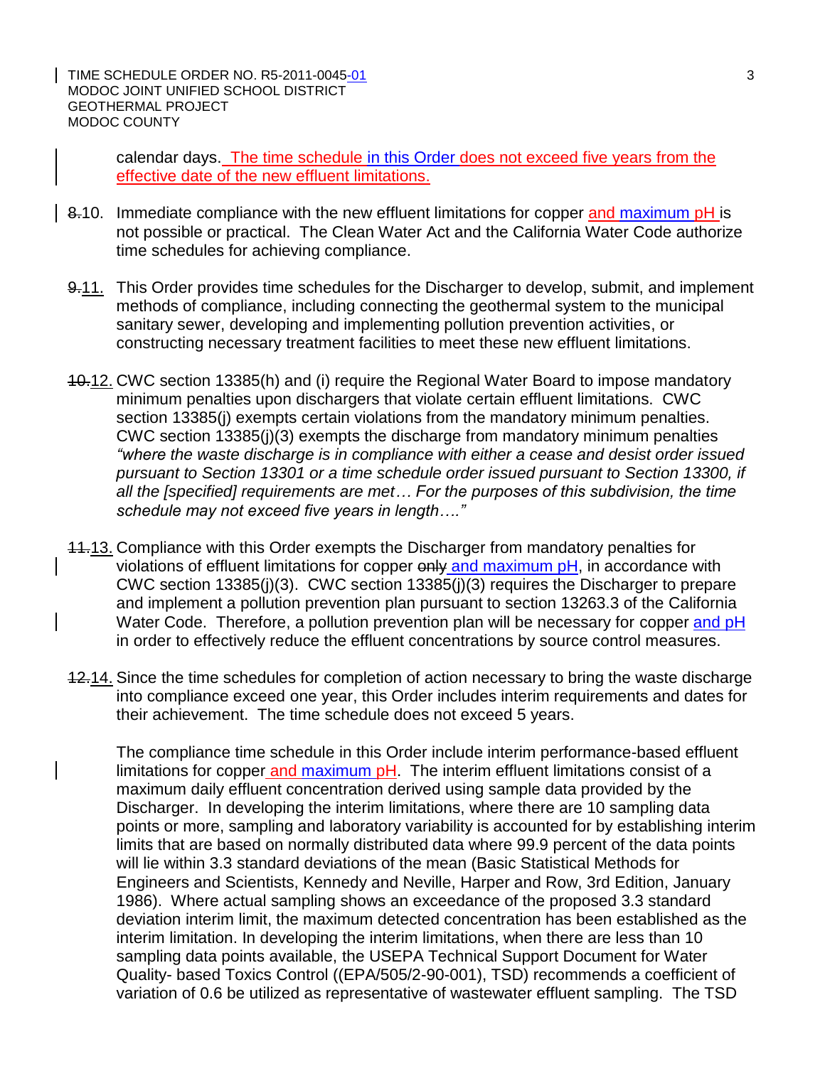calendar days. The time schedule in this Order does not exceed five years from the effective date of the new effluent limitations.

8.10. Immediate compliance with the new effluent limitations for copper and maximum pH is not possible or practical. The Clean Water Act and the California Water Code authorize time schedules for achieving compliance.

9.11. This Order provides time schedules for the Discharger to develop, submit, and implement methods of compliance, including connecting the geothermal system to the municipal sanitary sewer, developing and implementing pollution prevention activities, or constructing necessary treatment facilities to meet these new effluent limitations.

10.12. CWC section 13385(h) and (i) require the Regional Water Board to impose mandatory minimum penalties upon dischargers that violate certain effluent limitations. CWC section 13385(j) exempts certain violations from the mandatory minimum penalties. CWC section 13385(j)(3) exempts the discharge from mandatory minimum penalties *"where the waste discharge is in compliance with either a cease and desist order issued pursuant to Section 13301 or a time schedule order issued pursuant to Section 13300, if all the [specified] requirements are met… For the purposes of this subdivision, the time schedule may not exceed five years in length…."*

11.13. Compliance with this Order exempts the Discharger from mandatory penalties for violations of effluent limitations for copper ~~only~~ and maximum pH, in accordance with CWC section 13385(j)(3). CWC section 13385(j)(3) requires the Discharger to prepare and implement a pollution prevention plan pursuant to section 13263.3 of the California Water Code. Therefore, a pollution prevention plan will be necessary for copper and pH in order to effectively reduce the effluent concentrations by source control measures.

12.14. Since the time schedules for completion of action necessary to bring the waste discharge into compliance exceed one year, this Order includes interim requirements and dates for their achievement. The time schedule does not exceed 5 years.

The compliance time schedule in this Order include interim performance-based effluent limitations for copper and maximum pH. The interim effluent limitations consist of a maximum daily effluent concentration derived using sample data provided by the Discharger. In developing the interim limitations, where there are 10 sampling data points or more, sampling and laboratory variability is accounted for by establishing interim limits that are based on normally distributed data where 99.9 percent of the data points will lie within 3.3 standard deviations of the mean (Basic Statistical Methods for Engineers and Scientists, Kennedy and Neville, Harper and Row, 3rd Edition, January 1986). Where actual sampling shows an exceedance of the proposed 3.3 standard deviation interim limit, the maximum detected concentration has been established as the interim limitation. In developing the interim limitations, when there are less than 10 sampling data points available, the USEPA Technical Support Document for Water Quality- based Toxics Control ((EPA/505/2-90-001), TSD) recommends a coefficient of variation of 0.6 be utilized as representative of wastewater effluent sampling. The TSD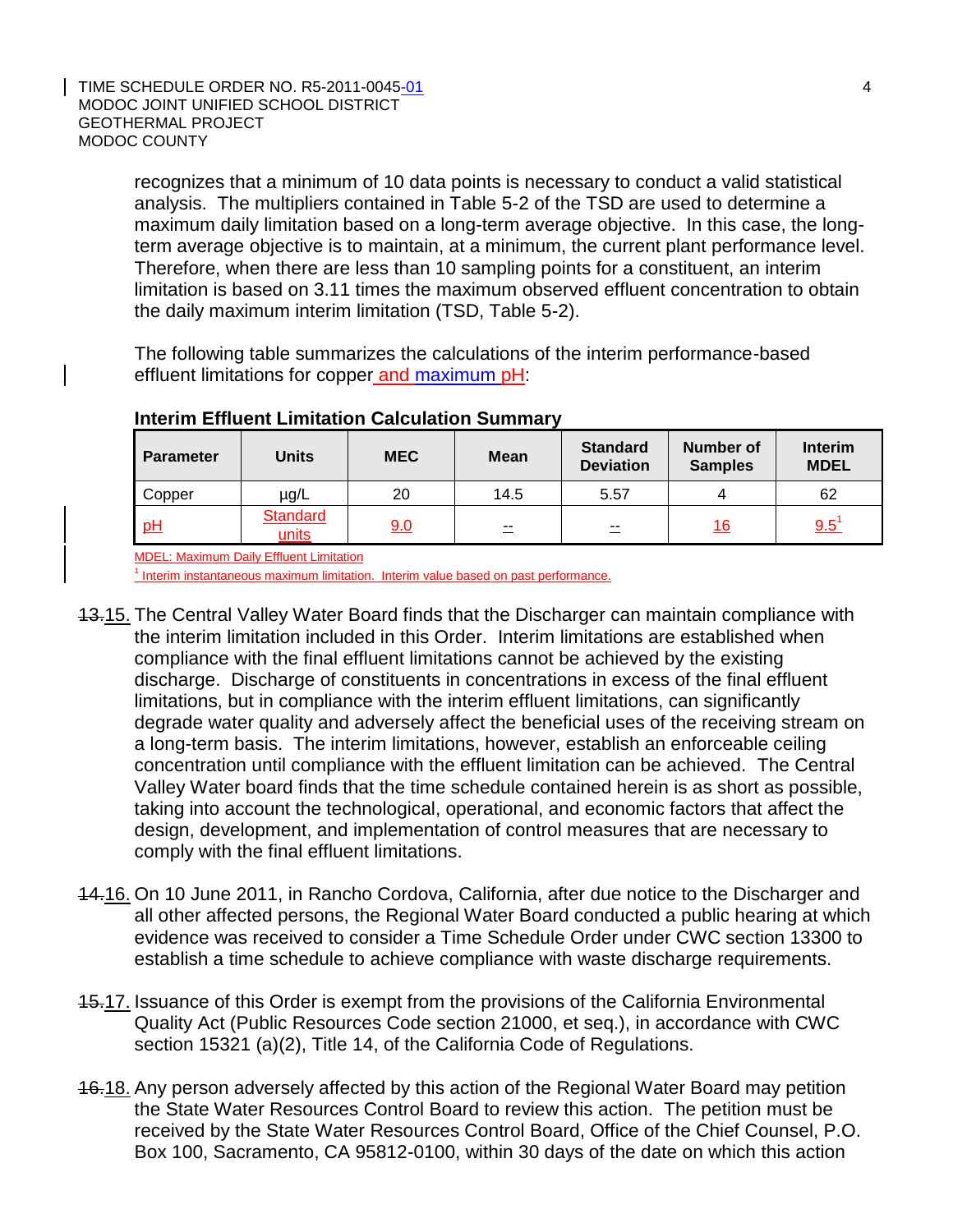recognizes that a minimum of 10 data points is necessary to conduct a valid statistical analysis. The multipliers contained in Table 5-2 of the TSD are used to determine a maximum daily limitation based on a long-term average objective. In this case, the long-term average objective is to maintain, at a minimum, the current plant performance level. Therefore, when there are less than 10 sampling points for a constituent, an interim limitation is based on 3.11 times the maximum observed effluent concentration to obtain the daily maximum interim limitation (TSD, Table 5-2).

The following table summarizes the calculations of the interim performance-based effluent limitations for copper and maximum pH:

**Interim Effluent Limitation Calculation Summary**

| Parameter | Units | MEC | Mean | Standard Deviation | Number of Samples | Interim MDEL |
|---|---|---|---|---|---|---|
| Copper | µg/L | 20 | 14.5 | 5.57 | 4 | 62 |
| pH | Standard units | 9.0 | -- | -- | 16 | 9.5[1] |

MDEL: Maximum Daily Effluent Limitation

[1] Interim instantaneous maximum limitation. Interim value based on past performance.

~~13.~~15. The Central Valley Water Board finds that the Discharger can maintain compliance with the interim limitation included in this Order. Interim limitations are established when compliance with the final effluent limitations cannot be achieved by the existing discharge. Discharge of constituents in concentrations in excess of the final effluent limitations, but in compliance with the interim effluent limitations, can significantly degrade water quality and adversely affect the beneficial uses of the receiving stream on a long-term basis. The interim limitations, however, establish an enforceable ceiling concentration until compliance with the effluent limitation can be achieved. The Central Valley Water board finds that the time schedule contained herein is as short as possible, taking into account the technological, operational, and economic factors that affect the design, development, and implementation of control measures that are necessary to comply with the final effluent limitations.

~~14.~~16. On 10 June 2011, in Rancho Cordova, California, after due notice to the Discharger and all other affected persons, the Regional Water Board conducted a public hearing at which evidence was received to consider a Time Schedule Order under CWC section 13300 to establish a time schedule to achieve compliance with waste discharge requirements.

~~15.~~17. Issuance of this Order is exempt from the provisions of the California Environmental Quality Act (Public Resources Code section 21000, et seq.), in accordance with CWC section 15321 (a)(2), Title 14, of the California Code of Regulations.

~~16.~~18. Any person adversely affected by this action of the Regional Water Board may petition the State Water Resources Control Board to review this action. The petition must be received by the State Water Resources Control Board, Office of the Chief Counsel, P.O. Box 100, Sacramento, CA 95812-0100, within 30 days of the date on which this action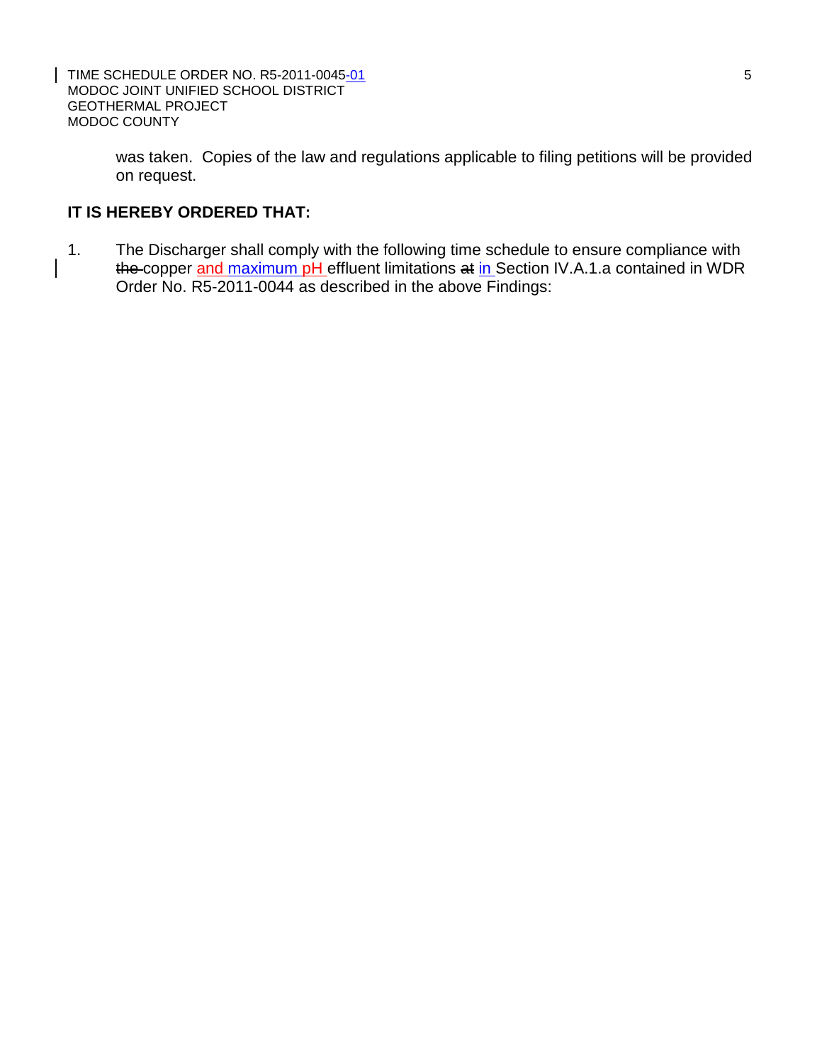was taken. Copies of the law and regulations applicable to filing petitions will be provided on request.

**IT IS HEREBY ORDERED THAT:**

1. The Discharger shall comply with the following time schedule to ensure compliance with ~~the~~ copper and maximum pH effluent limitations ~~at~~ in Section IV.A.1.a contained in WDR Order No. R5-2011-0044 as described in the above Findings: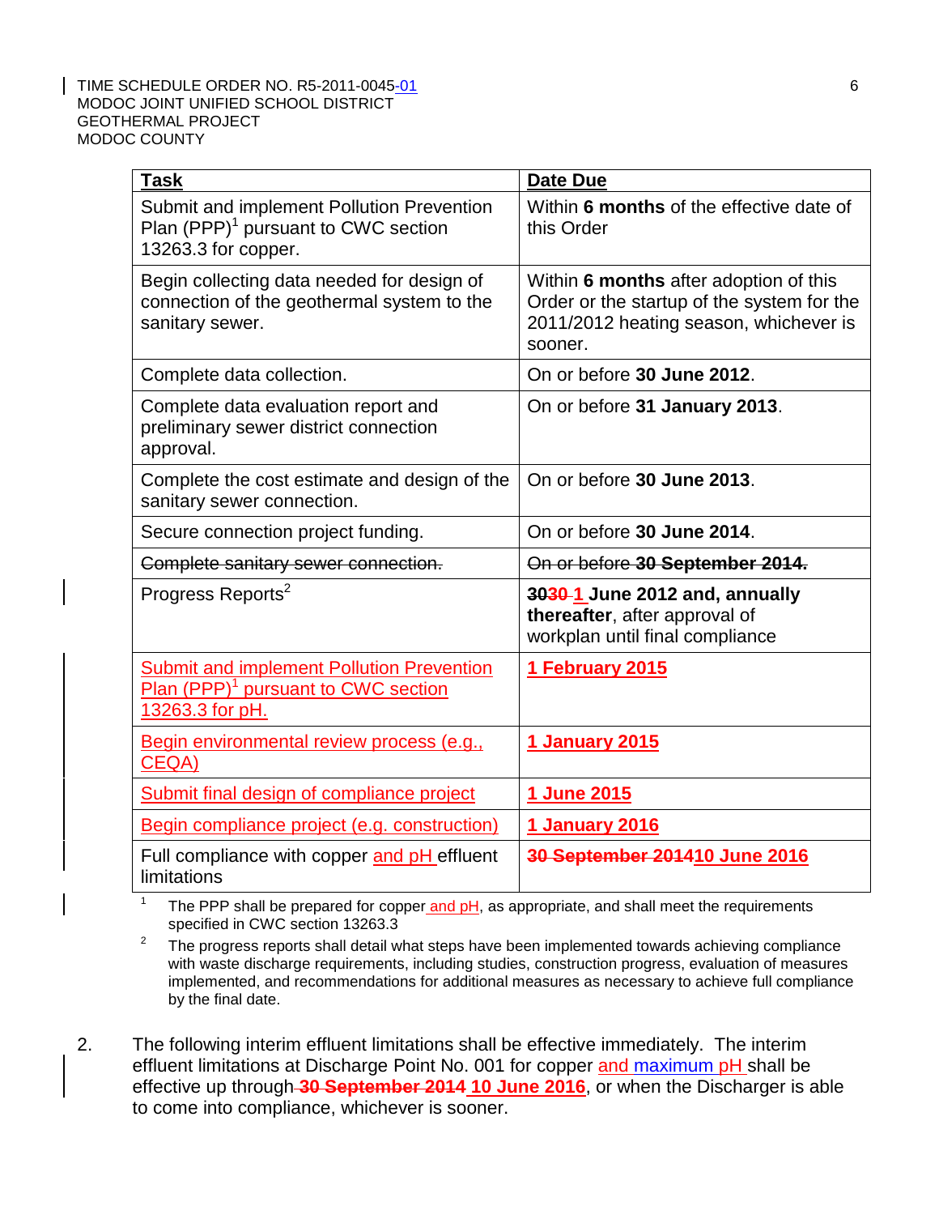| Task | Date Due |
|---|---|
| Submit and implement Pollution Prevention Plan (PPP)[1] pursuant to CWC section 13263.3 for copper. | Within **6 months** of the effective date of this Order |
| Begin collecting data needed for design of connection of the geothermal system to the sanitary sewer. | Within **6 months** after adoption of this Order or the startup of the system for the 2011/2012 heating season, whichever is sooner. |
| Complete data collection. | On or before **30 June 2012**. |
| Complete data evaluation report and preliminary sewer district connection approval. | On or before **31 January 2013**. |
| Complete the cost estimate and design of the sanitary sewer connection. | On or before **30 June 2013**. |
| Secure connection project funding. | On or before **30 June 2014**. |
| ~~Complete sanitary sewer connection.~~ | ~~On or before **30 September 2014.**~~ |
| Progress Reports[2] | **30~~30~~ 1 June 2012 and, annually thereafter**, after approval of workplan until final compliance |
| Submit and implement Pollution Prevention Plan (PPP)[1] pursuant to CWC section 13263.3 for pH. | **1 February 2015** |
| Begin environmental review process (e.g., CEQA) | **1 January 2015** |
| Submit final design of compliance project | **1 June 2015** |
| Begin compliance project (e.g. construction) | **1 January 2016** |
| Full compliance with copper and pH effluent limitations | ~~**30 September 2014**~~**10 June 2016** |

[1] The PPP shall be prepared for copper and pH, as appropriate, and shall meet the requirements specified in CWC section 13263.3

[2] The progress reports shall detail what steps have been implemented towards achieving compliance with waste discharge requirements, including studies, construction progress, evaluation of measures implemented, and recommendations for additional measures as necessary to achieve full compliance by the final date.

2. The following interim effluent limitations shall be effective immediately. The interim effluent limitations at Discharge Point No. 001 for copper and maximum pH shall be effective up through ~~**30 September 2014**~~ **10 June 2016**, or when the Discharger is able to come into compliance, whichever is sooner.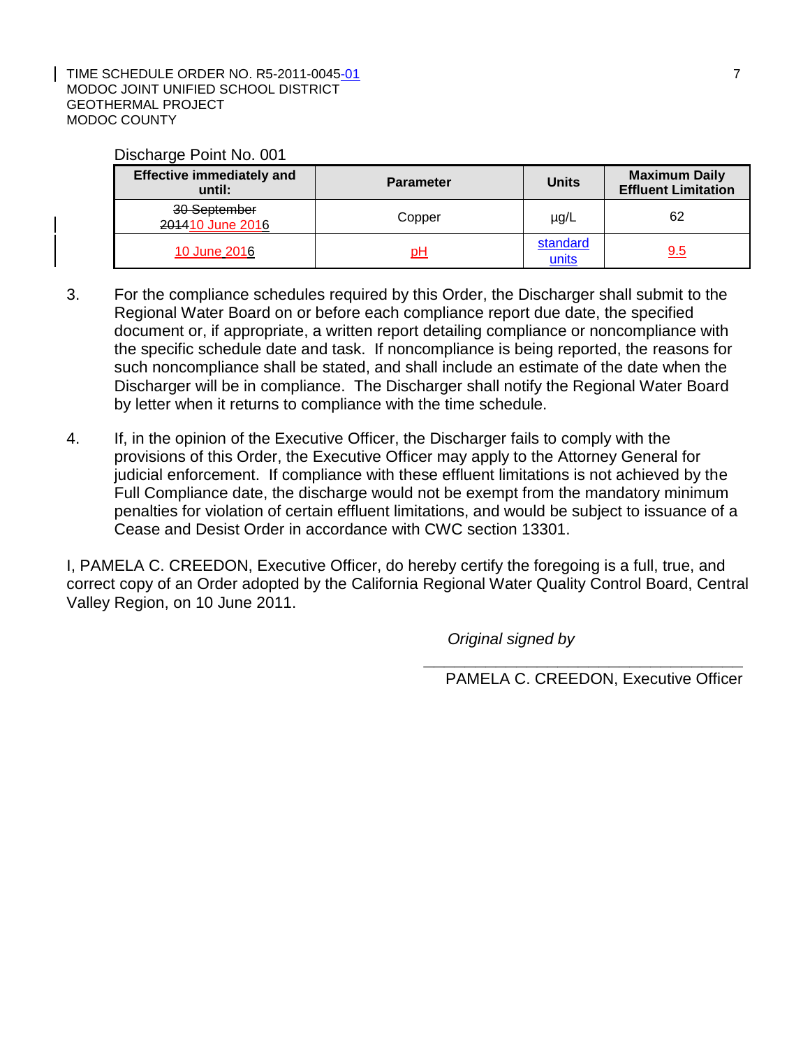Discharge Point No. 001

| Effective immediately and until: | Parameter | Units | Maximum Daily Effluent Limitation |
|---|---|---|---|
| ~~30 September 2014~~ 10 June 2016 | Copper | µg/L | 62 |
| 10 June 2016 | pH | standard units | 9.5 |

3. For the compliance schedules required by this Order, the Discharger shall submit to the Regional Water Board on or before each compliance report due date, the specified document or, if appropriate, a written report detailing compliance or noncompliance with the specific schedule date and task. If noncompliance is being reported, the reasons for such noncompliance shall be stated, and shall include an estimate of the date when the Discharger will be in compliance. The Discharger shall notify the Regional Water Board by letter when it returns to compliance with the time schedule.

4. If, in the opinion of the Executive Officer, the Discharger fails to comply with the provisions of this Order, the Executive Officer may apply to the Attorney General for judicial enforcement. If compliance with these effluent limitations is not achieved by the Full Compliance date, the discharge would not be exempt from the mandatory minimum penalties for violation of certain effluent limitations, and would be subject to issuance of a Cease and Desist Order in accordance with CWC section 13301.

I, PAMELA C. CREEDON, Executive Officer, do hereby certify the foregoing is a full, true, and correct copy of an Order adopted by the California Regional Water Quality Control Board, Central Valley Region, on 10 June 2011.

*Original signed by*

PAMELA C. CREEDON, Executive Officer